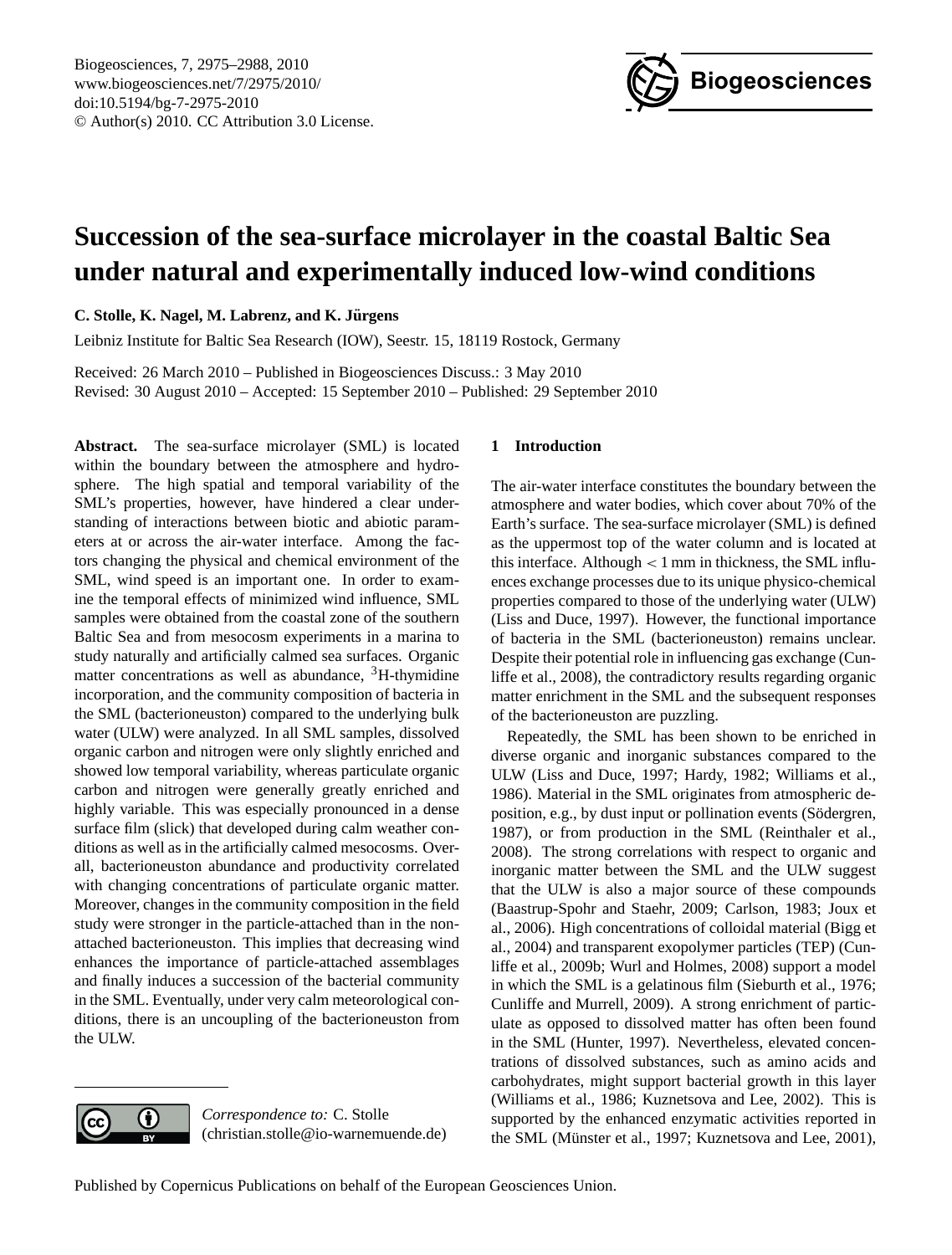# Succession of the sea-surface microlayer in the coastal Baltic Sea under natural and experimentally induced low-wind conditions

**C. Stolle, K. Nagel, M. Labrenz, and K. Jürgens**

Leibniz Institute for Baltic Sea Research (IOW), Seestr. 15, 18119 Rostock, Germany

Received: 26 March 2010 – Published in Biogeosciences Discuss.: 3 May 2010
Revised: 30 August 2010 – Accepted: 15 September 2010 – Published: 29 September 2010

**Abstract.** The sea-surface microlayer (SML) is located within the boundary between the atmosphere and hydrosphere. The high spatial and temporal variability of the SML's properties, however, have hindered a clear understanding of interactions between biotic and abiotic parameters at or across the air-water interface. Among the factors changing the physical and chemical environment of the SML, wind speed is an important one. In order to examine the temporal effects of minimized wind influence, SML samples were obtained from the coastal zone of the southern Baltic Sea and from mesocosm experiments in a marina to study naturally and artificially calmed sea surfaces. Organic matter concentrations as well as abundance, $^{3}$H-thymidine incorporation, and the community composition of bacteria in the SML (bacterioneuston) compared to the underlying bulk water (ULW) were analyzed. In all SML samples, dissolved organic carbon and nitrogen were only slightly enriched and showed low temporal variability, whereas particulate organic carbon and nitrogen were generally greatly enriched and highly variable. This was especially pronounced in a dense surface film (slick) that developed during calm weather conditions as well as in the artificially calmed mesocosms. Overall, bacterioneuston abundance and productivity correlated with changing concentrations of particulate organic matter. Moreover, changes in the community composition in the field study were stronger in the particle-attached than in the non-attached bacterioneuston. This implies that decreasing wind enhances the importance of particle-attached assemblages and finally induces a succession of the bacterial community in the SML. Eventually, under very calm meteorological conditions, there is an uncoupling of the bacterioneuston from the ULW.

*Correspondence to:* C. Stolle (christian.stolle@io-warnemuende.de)

## 1 Introduction

The air-water interface constitutes the boundary between the atmosphere and water bodies, which cover about 70% of the Earth's surface. The sea-surface microlayer (SML) is defined as the uppermost top of the water column and is located at this interface. Although $< 1$ mm in thickness, the SML influences exchange processes due to its unique physico-chemical properties compared to those of the underlying water (ULW) (Liss and Duce, 1997). However, the functional importance of bacteria in the SML (bacterioneuston) remains unclear. Despite their potential role in influencing gas exchange (Cunliffe et al., 2008), the contradictory results regarding organic matter enrichment in the SML and the subsequent responses of the bacterioneuston are puzzling.

Repeatedly, the SML has been shown to be enriched in diverse organic and inorganic substances compared to the ULW (Liss and Duce, 1997; Hardy, 1982; Williams et al., 1986). Material in the SML originates from atmospheric deposition, e.g., by dust input or pollination events (Södergren, 1987), or from production in the SML (Reinthaler et al., 2008). The strong correlations with respect to organic and inorganic matter between the SML and the ULW suggest that the ULW is also a major source of these compounds (Baastrup-Spohr and Staehr, 2009; Carlson, 1983; Joux et al., 2006). High concentrations of colloidal material (Bigg et al., 2004) and transparent exopolymer particles (TEP) (Cunliffe et al., 2009b; Wurl and Holmes, 2008) support a model in which the SML is a gelatinous film (Sieburth et al., 1976; Cunliffe and Murrell, 2009). A strong enrichment of particulate as opposed to dissolved matter has often been found in the SML (Hunter, 1997). Nevertheless, elevated concentrations of dissolved substances, such as amino acids and carbohydrates, might support bacterial growth in this layer (Williams et al., 1986; Kuznetsova and Lee, 2002). This is supported by the enhanced enzymatic activities reported in the SML (Münster et al., 1997; Kuznetsova and Lee, 2001),

Published by Copernicus Publications on behalf of the European Geosciences Union.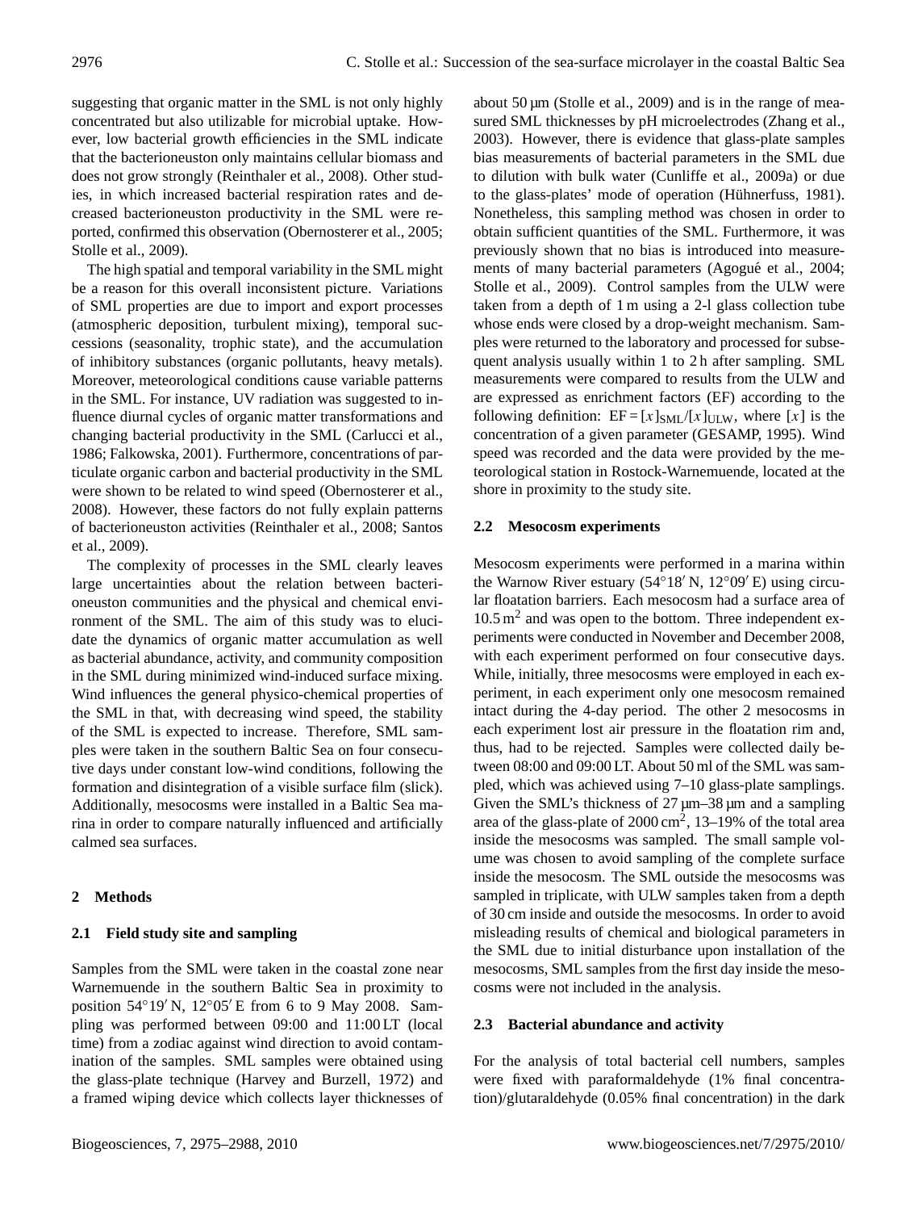suggesting that organic matter in the SML is not only highly concentrated but also utilizable for microbial uptake. However, low bacterial growth efficiencies in the SML indicate that the bacterioneuston only maintains cellular biomass and does not grow strongly (Reinthaler et al., 2008). Other studies, in which increased bacterial respiration rates and decreased bacterioneuston productivity in the SML were reported, confirmed this observation (Obernosterer et al., 2005; Stolle et al., 2009).

The high spatial and temporal variability in the SML might be a reason for this overall inconsistent picture. Variations of SML properties are due to import and export processes (atmospheric deposition, turbulent mixing), temporal successions (seasonality, trophic state), and the accumulation of inhibitory substances (organic pollutants, heavy metals). Moreover, meteorological conditions cause variable patterns in the SML. For instance, UV radiation was suggested to influence diurnal cycles of organic matter transformations and changing bacterial productivity in the SML (Carlucci et al., 1986; Falkowska, 2001). Furthermore, concentrations of particulate organic carbon and bacterial productivity in the SML were shown to be related to wind speed (Obernosterer et al., 2008). However, these factors do not fully explain patterns of bacterioneuston activities (Reinthaler et al., 2008; Santos et al., 2009).

The complexity of processes in the SML clearly leaves large uncertainties about the relation between bacterioneuston communities and the physical and chemical environment of the SML. The aim of this study was to elucidate the dynamics of organic matter accumulation as well as bacterial abundance, activity, and community composition in the SML during minimized wind-induced surface mixing. Wind influences the general physico-chemical properties of the SML in that, with decreasing wind speed, the stability of the SML is expected to increase. Therefore, SML samples were taken in the southern Baltic Sea on four consecutive days under constant low-wind conditions, following the formation and disintegration of a visible surface film (slick). Additionally, mesocosms were installed in a Baltic Sea marina in order to compare naturally influenced and artificially calmed sea surfaces.

## 2 Methods

### 2.1 Field study site and sampling

Samples from the SML were taken in the coastal zone near Warnemuende in the southern Baltic Sea in proximity to position 54°19′ N, 12°05′ E from 6 to 9 May 2008. Sampling was performed between 09:00 and 11:00 LT (local time) from a zodiac against wind direction to avoid contamination of the samples. SML samples were obtained using the glass-plate technique (Harvey and Burzell, 1972) and a framed wiping device which collects layer thicknesses of about 50 µm (Stolle et al., 2009) and is in the range of measured SML thicknesses by pH microelectrodes (Zhang et al., 2003). However, there is evidence that glass-plate samples bias measurements of bacterial parameters in the SML due to dilution with bulk water (Cunliffe et al., 2009a) or due to the glass-plates' mode of operation (Hühnerfuss, 1981). Nonetheless, this sampling method was chosen in order to obtain sufficient quantities of the SML. Furthermore, it was previously shown that no bias is introduced into measurements of many bacterial parameters (Agogué et al., 2004; Stolle et al., 2009). Control samples from the ULW were taken from a depth of 1 m using a 2-l glass collection tube whose ends were closed by a drop-weight mechanism. Samples were returned to the laboratory and processed for subsequent analysis usually within 1 to 2 h after sampling. SML measurements were compared to results from the ULW and are expressed as enrichment factors (EF) according to the following definition: $\mathrm{EF} = [x]_{\mathrm{SML}}/[x]_{\mathrm{ULW}}$, where $[x]$ is the concentration of a given parameter (GESAMP, 1995). Wind speed was recorded and the data were provided by the meteorological station in Rostock-Warnemuende, located at the shore in proximity to the study site.

### 2.2 Mesocosm experiments

Mesocosm experiments were performed in a marina within the Warnow River estuary (54°18′ N, 12°09′ E) using circular floatation barriers. Each mesocosm had a surface area of $10.5\,\mathrm{m}^2$ and was open to the bottom. Three independent experiments were conducted in November and December 2008, with each experiment performed on four consecutive days. While, initially, three mesocosms were employed in each experiment, in each experiment only one mesocosm remained intact during the 4-day period. The other 2 mesocosms in each experiment lost air pressure in the floatation rim and, thus, had to be rejected. Samples were collected daily between 08:00 and 09:00 LT. About 50 ml of the SML was sampled, which was achieved using 7–10 glass-plate samplings. Given the SML's thickness of 27 µm–38 µm and a sampling area of the glass-plate of $2000\,\mathrm{cm}^2$, 13–19% of the total area inside the mesocosms was sampled. The small sample volume was chosen to avoid sampling of the complete surface inside the mesocosm. The SML outside the mesocosms was sampled in triplicate, with ULW samples taken from a depth of 30 cm inside and outside the mesocosms. In order to avoid misleading results of chemical and biological parameters in the SML due to initial disturbance upon installation of the mesocosms, SML samples from the first day inside the mesocosms were not included in the analysis.

### 2.3 Bacterial abundance and activity

For the analysis of total bacterial cell numbers, samples were fixed with paraformaldehyde (1% final concentration)/glutaraldehyde (0.05% final concentration) in the dark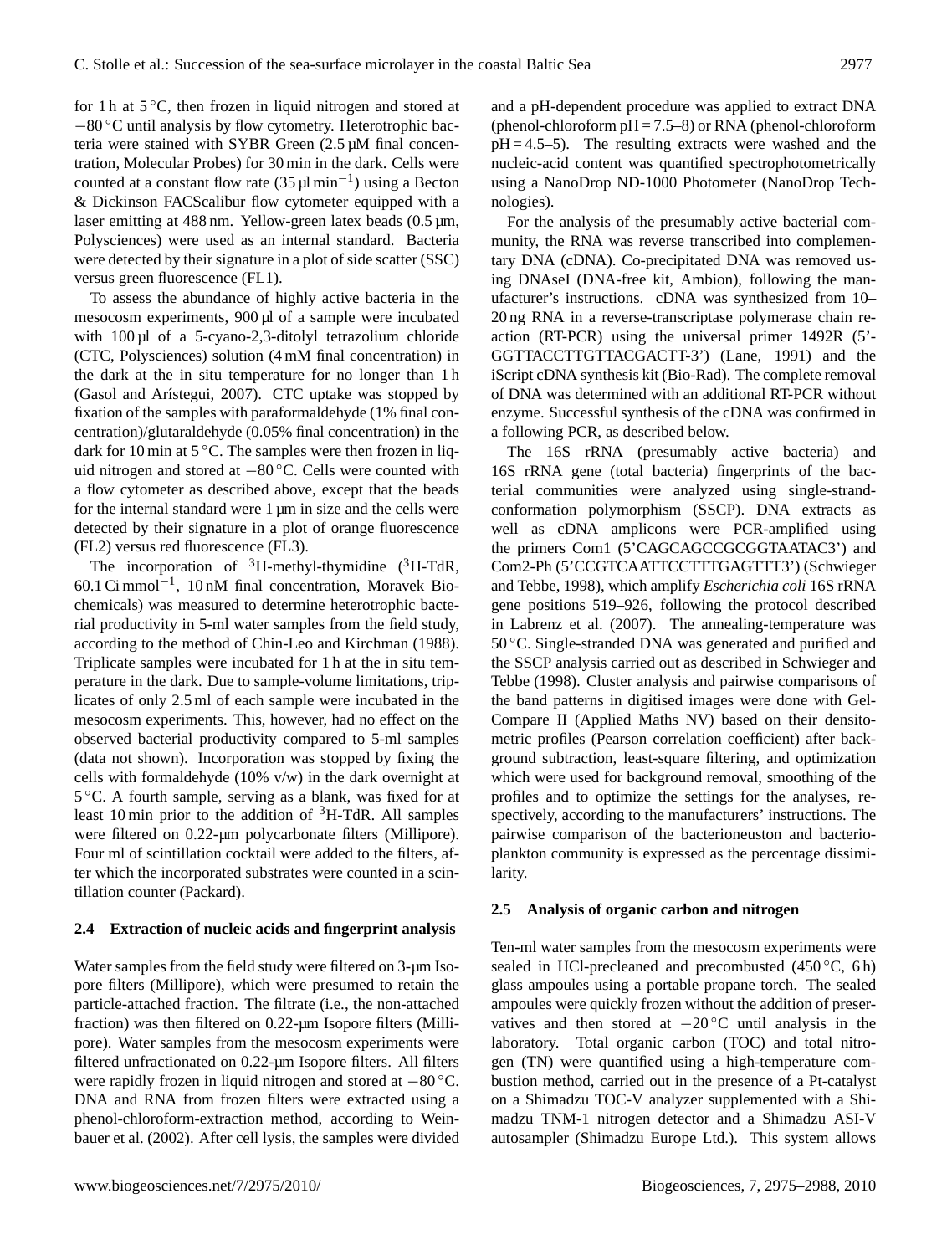for 1 h at 5 °C, then frozen in liquid nitrogen and stored at −80 °C until analysis by flow cytometry. Heterotrophic bacteria were stained with SYBR Green (2.5 µM final concentration, Molecular Probes) for 30 min in the dark. Cells were counted at a constant flow rate (35 µl $min^{-1}$) using a Becton & Dickinson FACScalibur flow cytometer equipped with a laser emitting at 488 nm. Yellow-green latex beads (0.5 µm, Polysciences) were used as an internal standard. Bacteria were detected by their signature in a plot of side scatter (SSC) versus green fluorescence (FL1).

To assess the abundance of highly active bacteria in the mesocosm experiments, 900 µl of a sample were incubated with 100 µl of a 5-cyano-2,3-ditolyl tetrazolium chloride (CTC, Polysciences) solution (4 mM final concentration) in the dark at the in situ temperature for no longer than 1 h (Gasol and Arístegui, 2007). CTC uptake was stopped by fixation of the samples with paraformaldehyde (1% final concentration)/glutaraldehyde (0.05% final concentration) in the dark for 10 min at 5 °C. The samples were then frozen in liquid nitrogen and stored at −80 °C. Cells were counted with a flow cytometer as described above, except that the beads for the internal standard were 1 µm in size and the cells were detected by their signature in a plot of orange fluorescence (FL2) versus red fluorescence (FL3).

The incorporation of $^{3}$H-methyl-thymidine ($^{3}$H-TdR, 60.1 Ci $mmol^{-1}$, 10 nM final concentration, Moravek Biochemicals) was measured to determine heterotrophic bacterial productivity in 5-ml water samples from the field study, according to the method of Chin-Leo and Kirchman (1988). Triplicate samples were incubated for 1 h at the in situ temperature in the dark. Due to sample-volume limitations, triplicates of only 2.5 ml of each sample were incubated in the mesocosm experiments. This, however, had no effect on the observed bacterial productivity compared to 5-ml samples (data not shown). Incorporation was stopped by fixing the cells with formaldehyde (10% v/w) in the dark overnight at 5 °C. A fourth sample, serving as a blank, was fixed for at least 10 min prior to the addition of $^{3}$H-TdR. All samples were filtered on 0.22-µm polycarbonate filters (Millipore). Four ml of scintillation cocktail were added to the filters, after which the incorporated substrates were counted in a scintillation counter (Packard).

### 2.4 Extraction of nucleic acids and fingerprint analysis

Water samples from the field study were filtered on 3-µm Isopore filters (Millipore), which were presumed to retain the particle-attached fraction. The filtrate (i.e., the non-attached fraction) was then filtered on 0.22-µm Isopore filters (Millipore). Water samples from the mesocosm experiments were filtered unfractionated on 0.22-µm Isopore filters. All filters were rapidly frozen in liquid nitrogen and stored at −80 °C. DNA and RNA from frozen filters were extracted using a phenol-chloroform-extraction method, according to Weinbauer et al. (2002). After cell lysis, the samples were divided and a pH-dependent procedure was applied to extract DNA (phenol-chloroform pH = 7.5–8) or RNA (phenol-chloroform pH = 4.5–5). The resulting extracts were washed and the nucleic-acid content was quantified spectrophotometrically using a NanoDrop ND-1000 Photometer (NanoDrop Technologies).

For the analysis of the presumably active bacterial community, the RNA was reverse transcribed into complementary DNA (cDNA). Co-precipitated DNA was removed using DNAseI (DNA-free kit, Ambion), following the manufacturer's instructions. cDNA was synthesized from 10–20 ng RNA in a reverse-transcriptase polymerase chain reaction (RT-PCR) using the universal primer 1492R (5'-GGTTACCTTGTTACGACTT-3') (Lane, 1991) and the iScript cDNA synthesis kit (Bio-Rad). The complete removal of DNA was determined with an additional RT-PCR without enzyme. Successful synthesis of the cDNA was confirmed in a following PCR, as described below.

The 16S rRNA (presumably active bacteria) and 16S rRNA gene (total bacteria) fingerprints of the bacterial communities were analyzed using single-strand-conformation polymorphism (SSCP). DNA extracts as well as cDNA amplicons were PCR-amplified using the primers Com1 (5'CAGCAGCCGCGGTAATAC3') and Com2-Ph (5'CCGTCAATTCCTTTGAGTTT3') (Schwieger and Tebbe, 1998), which amplify *Escherichia coli* 16S rRNA gene positions 519–926, following the protocol described in Labrenz et al. (2007). The annealing-temperature was 50 °C. Single-stranded DNA was generated and purified and the SSCP analysis carried out as described in Schwieger and Tebbe (1998). Cluster analysis and pairwise comparisons of the band patterns in digitised images were done with GelCompare II (Applied Maths NV) based on their densitometric profiles (Pearson correlation coefficient) after background subtraction, least-square filtering, and optimization which were used for background removal, smoothing of the profiles and to optimize the settings for the analyses, respectively, according to the manufacturers' instructions. The pairwise comparison of the bacterioneuston and bacterioplankton community is expressed as the percentage dissimilarity.

### 2.5 Analysis of organic carbon and nitrogen

Ten-ml water samples from the mesocosm experiments were sealed in HCl-precleaned and precombusted (450 °C, 6 h) glass ampoules using a portable propane torch. The sealed ampoules were quickly frozen without the addition of preservatives and then stored at −20 °C until analysis in the laboratory. Total organic carbon (TOC) and total nitrogen (TN) were quantified using a high-temperature combustion method, carried out in the presence of a Pt-catalyst on a Shimadzu TOC-V analyzer supplemented with a Shimadzu TNM-1 nitrogen detector and a Shimadzu ASI-V autosampler (Shimadzu Europe Ltd.). This system allows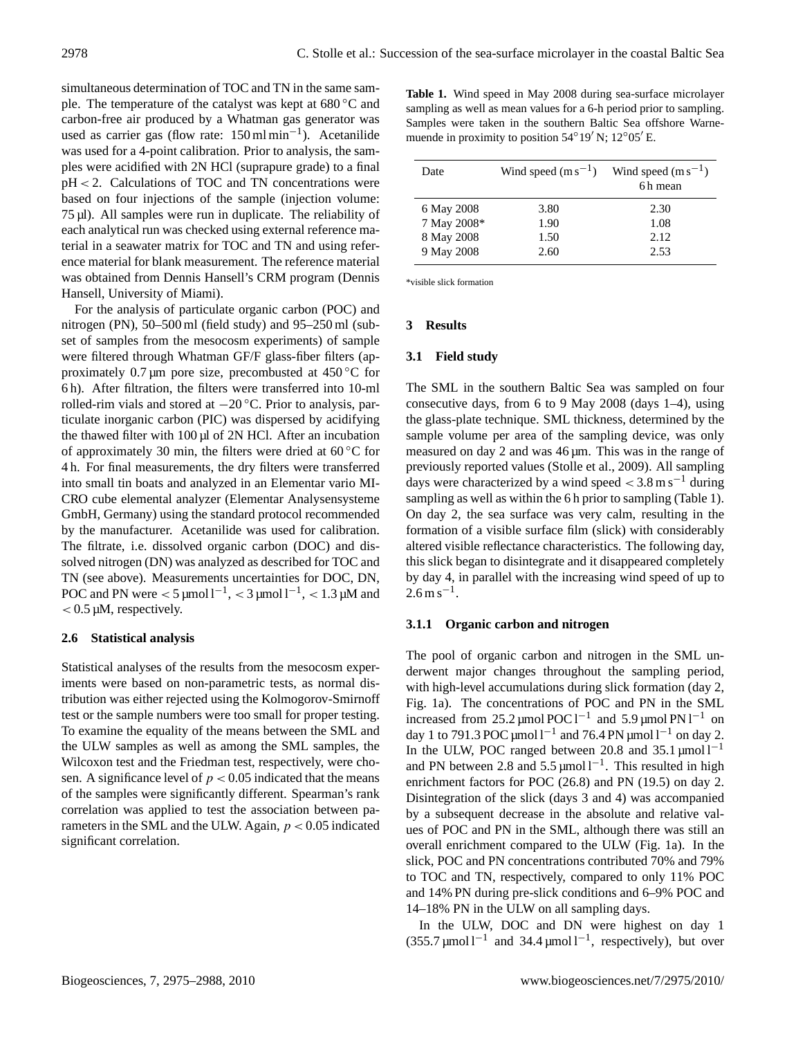simultaneous determination of TOC and TN in the same sample. The temperature of the catalyst was kept at 680 °C and carbon-free air produced by a Whatman gas generator was used as carrier gas (flow rate: 150 ml min$^{-1}$). Acetanilide was used for a 4-point calibration. Prior to analysis, the samples were acidified with 2N HCl (suprapure grade) to a final pH < 2. Calculations of TOC and TN concentrations were based on four injections of the sample (injection volume: 75 µl). All samples were run in duplicate. The reliability of each analytical run was checked using external reference material in a seawater matrix for TOC and TN and using reference material for blank measurement. The reference material was obtained from Dennis Hansell's CRM program (Dennis Hansell, University of Miami).

For the analysis of particulate organic carbon (POC) and nitrogen (PN), 50–500 ml (field study) and 95–250 ml (subset of samples from the mesocosm experiments) of sample were filtered through Whatman GF/F glass-fiber filters (approximately 0.7 µm pore size, precombusted at 450 °C for 6 h). After filtration, the filters were transferred into 10-ml rolled-rim vials and stored at −20 °C. Prior to analysis, particulate inorganic carbon (PIC) was dispersed by acidifying the thawed filter with 100 µl of 2N HCl. After an incubation of approximately 30 min, the filters were dried at 60 °C for 4 h. For final measurements, the dry filters were transferred into small tin boats and analyzed in an Elementar vario MICRO cube elemental analyzer (Elementar Analysensysteme GmbH, Germany) using the standard protocol recommended by the manufacturer. Acetanilide was used for calibration. The filtrate, i.e. dissolved organic carbon (DOC) and dissolved nitrogen (DN) was analyzed as described for TOC and TN (see above). Measurements uncertainties for DOC, DN, POC and PN were < 5 µmol l$^{-1}$, < 3 µmol l$^{-1}$, < 1.3 µM and < 0.5 µM, respectively.

### 2.6 Statistical analysis

Statistical analyses of the results from the mesocosm experiments were based on non-parametric tests, as normal distribution was either rejected using the Kolmogorov-Smirnoff test or the sample numbers were too small for proper testing. To examine the equality of the means between the SML and the ULW samples as well as among the SML samples, the Wilcoxon test and the Friedman test, respectively, were chosen. A significance level of $p < 0.05$ indicated that the means of the samples were significantly different. Spearman's rank correlation was applied to test the association between parameters in the SML and the ULW. Again, $p < 0.05$ indicated significant correlation.

**Table 1.** Wind speed in May 2008 during sea-surface microlayer sampling as well as mean values for a 6-h period prior to sampling. Samples were taken in the southern Baltic Sea offshore Warnemuende in proximity to position 54°19′ N; 12°05′ E.

| Date | Wind speed (m s$^{-1}$) | Wind speed (m s$^{-1}$) 6 h mean |
|---|---|---|
| 6 May 2008 | 3.80 | 2.30 |
| 7 May 2008* | 1.90 | 1.08 |
| 8 May 2008 | 1.50 | 2.12 |
| 9 May 2008 | 2.60 | 2.53 |

*visible slick formation

## 3 Results

### 3.1 Field study

The SML in the southern Baltic Sea was sampled on four consecutive days, from 6 to 9 May 2008 (days 1–4), using the glass-plate technique. SML thickness, determined by the sample volume per area of the sampling device, was only measured on day 2 and was 46 µm. This was in the range of previously reported values (Stolle et al., 2009). All sampling days were characterized by a wind speed < 3.8 m s$^{-1}$ during sampling as well as within the 6 h prior to sampling (Table 1). On day 2, the sea surface was very calm, resulting in the formation of a visible surface film (slick) with considerably altered visible reflectance characteristics. The following day, this slick began to disintegrate and it disappeared completely by day 4, in parallel with the increasing wind speed of up to 2.6 m s$^{-1}$.

#### 3.1.1 Organic carbon and nitrogen

The pool of organic carbon and nitrogen in the SML underwent major changes throughout the sampling period, with high-level accumulations during slick formation (day 2, Fig. 1a). The concentrations of POC and PN in the SML increased from 25.2 µmol POC l$^{-1}$ and 5.9 µmol PN l$^{-1}$ on day 1 to 791.3 POC µmol l$^{-1}$ and 76.4 PN µmol l$^{-1}$ on day 2. In the ULW, POC ranged between 20.8 and 35.1 µmol l$^{-1}$ and PN between 2.8 and 5.5 µmol l$^{-1}$. This resulted in high enrichment factors for POC (26.8) and PN (19.5) on day 2. Disintegration of the slick (days 3 and 4) was accompanied by a subsequent decrease in the absolute and relative values of POC and PN in the SML, although there was still an overall enrichment compared to the ULW (Fig. 1a). In the slick, POC and PN concentrations contributed 70% and 79% to TOC and TN, respectively, compared to only 11% POC and 14% PN during pre-slick conditions and 6–9% POC and 14–18% PN in the ULW on all sampling days.

In the ULW, DOC and DN were highest on day 1 (355.7 µmol l$^{-1}$ and 34.4 µmol l$^{-1}$, respectively), but over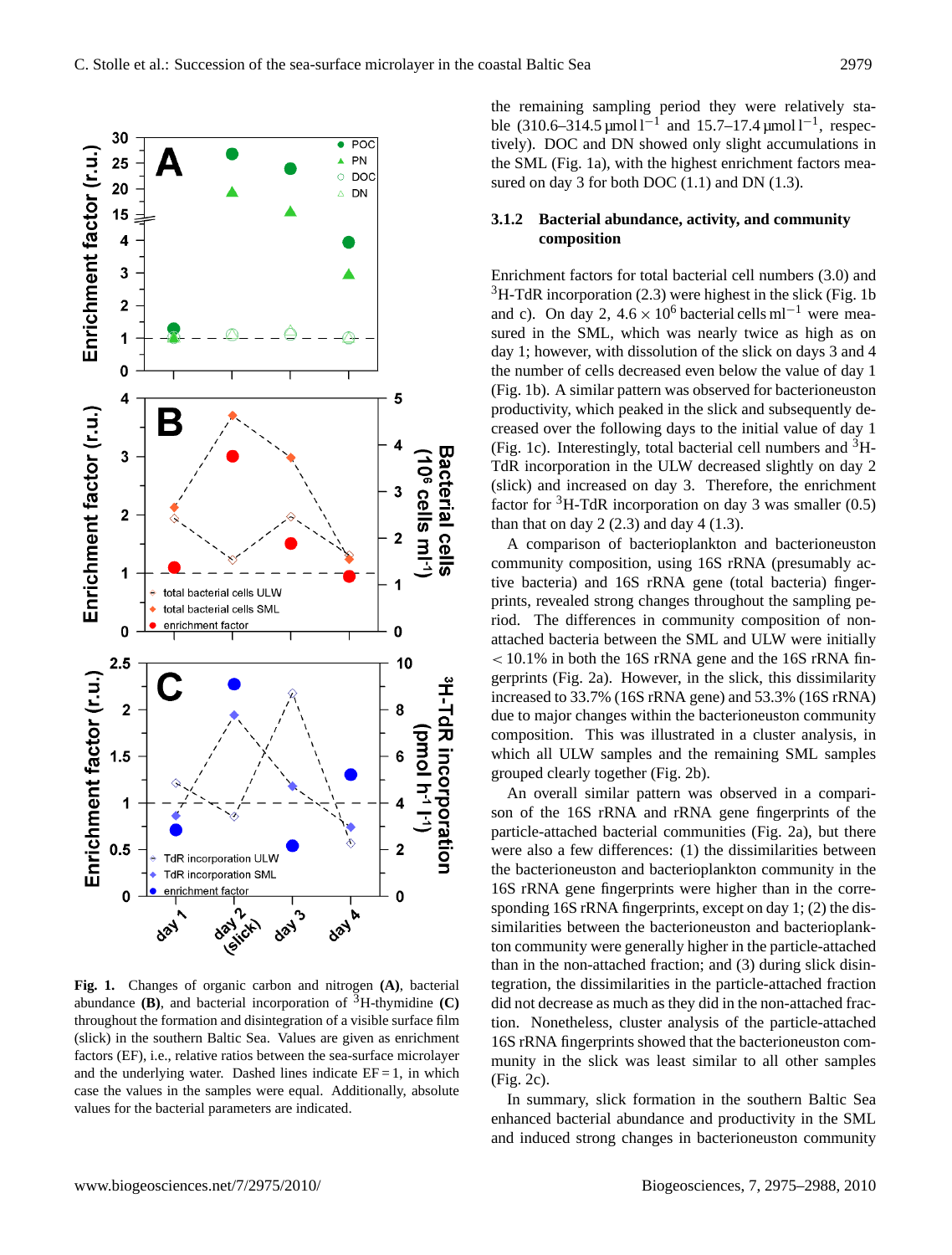**Fig. 1.** Changes of organic carbon and nitrogen **(A)**, bacterial abundance **(B)**, and bacterial incorporation of $^{3}$H-thymidine **(C)** throughout the formation and disintegration of a visible surface film (slick) in the southern Baltic Sea. Values are given as enrichment factors (EF), i.e., relative ratios between the sea-surface microlayer and the underlying water. Dashed lines indicate EF = 1, in which case the values in the samples were equal. Additionally, absolute values for the bacterial parameters are indicated.

the remaining sampling period they were relatively stable (310.6–314.5 µmol l$^{-1}$ and 15.7–17.4 µmol l$^{-1}$, respectively). DOC and DN showed only slight accumulations in the SML (Fig. 1a), with the highest enrichment factors measured on day 3 for both DOC (1.1) and DN (1.3).

### 3.1.2 Bacterial abundance, activity, and community composition

Enrichment factors for total bacterial cell numbers (3.0) and $^{3}$H-TdR incorporation (2.3) were highest in the slick (Fig. 1b and c). On day 2, $4.6 \times 10^{6}$ bacterial cells ml$^{-1}$ were measured in the SML, which was nearly twice as high as on day 1; however, with dissolution of the slick on days 3 and 4 the number of cells decreased even below the value of day 1 (Fig. 1b). A similar pattern was observed for bacterioneuston productivity, which peaked in the slick and subsequently decreased over the following days to the initial value of day 1 (Fig. 1c). Interestingly, total bacterial cell numbers and $^{3}$H-TdR incorporation in the ULW decreased slightly on day 2 (slick) and increased on day 3. Therefore, the enrichment factor for $^{3}$H-TdR incorporation on day 3 was smaller (0.5) than that on day 2 (2.3) and day 4 (1.3).

A comparison of bacterioplankton and bacterioneuston community composition, using 16S rRNA (presumably active bacteria) and 16S rRNA gene (total bacteria) fingerprints, revealed strong changes throughout the sampling period. The differences in community composition of non-attached bacteria between the SML and ULW were initially $<10.1\%$ in both the 16S rRNA gene and the 16S rRNA fingerprints (Fig. 2a). However, in the slick, this dissimilarity increased to 33.7% (16S rRNA gene) and 53.3% (16S rRNA) due to major changes within the bacterioneuston community composition. This was illustrated in a cluster analysis, in which all ULW samples and the remaining SML samples grouped clearly together (Fig. 2b).

An overall similar pattern was observed in a comparison of the 16S rRNA and rRNA gene fingerprints of the particle-attached bacterial communities (Fig. 2a), but there were also a few differences: (1) the dissimilarities between the bacterioneuston and bacterioplankton community in the 16S rRNA gene fingerprints were higher than in the corresponding 16S rRNA fingerprints, except on day 1; (2) the dissimilarities between the bacterioneuston and bacterioplankton community were generally higher in the particle-attached than in the non-attached fraction; and (3) during slick disintegration, the dissimilarities in the particle-attached fraction did not decrease as much as they did in the non-attached fraction. Nonetheless, cluster analysis of the particle-attached 16S rRNA fingerprints showed that the bacterioneuston community in the slick was least similar to all other samples (Fig. 2c).

In summary, slick formation in the southern Baltic Sea enhanced bacterial abundance and productivity in the SML and induced strong changes in bacterioneuston community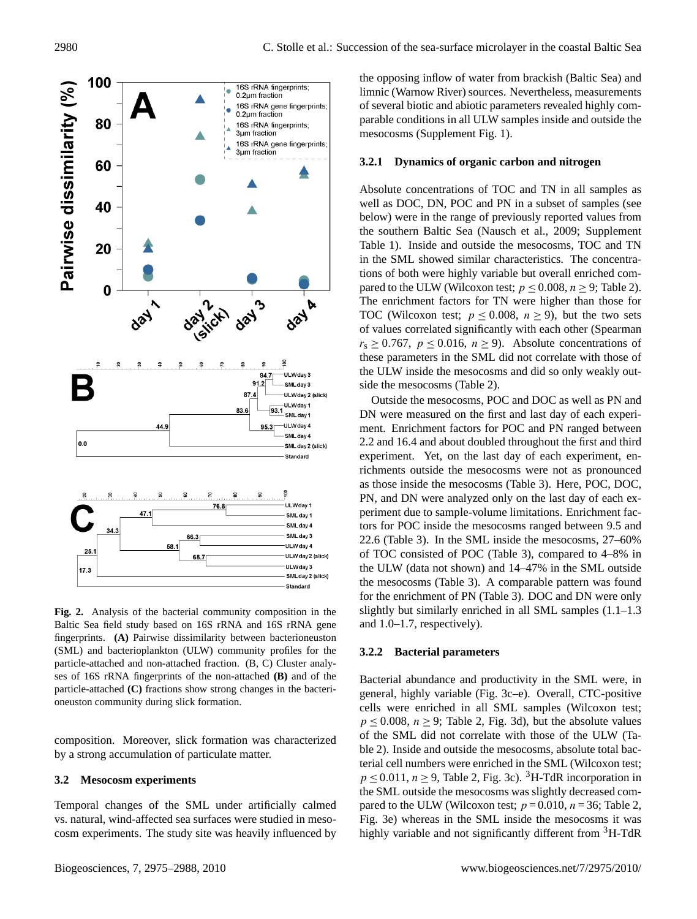**Fig. 2.** Analysis of the bacterial community composition in the Baltic Sea field study based on 16S rRNA and 16S rRNA gene fingerprints. **(A)** Pairwise dissimilarity between bacterioneuston (SML) and bacterioplankton (ULW) community profiles for the particle-attached and non-attached fraction. (B, C) Cluster analyses of 16S rRNA fingerprints of the non-attached **(B)** and of the particle-attached **(C)** fractions show strong changes in the bacterioneuston community during slick formation.

composition. Moreover, slick formation was characterized by a strong accumulation of particulate matter.

## 3.2 Mesocosm experiments

Temporal changes of the SML under artificially calmed vs. natural, wind-affected sea surfaces were studied in mesocosm experiments. The study site was heavily influenced by the opposing inflow of water from brackish (Baltic Sea) and limnic (Warnow River) sources. Nevertheless, measurements of several biotic and abiotic parameters revealed highly comparable conditions in all ULW samples inside and outside the mesocosms (Supplement Fig. 1).

### 3.2.1 Dynamics of organic carbon and nitrogen

Absolute concentrations of TOC and TN in all samples as well as DOC, DN, POC and PN in a subset of samples (see below) were in the range of previously reported values from the southern Baltic Sea (Nausch et al., 2009; Supplement Table 1). Inside and outside the mesocosms, TOC and TN in the SML showed similar characteristics. The concentrations of both were highly variable but overall enriched compared to the ULW (Wilcoxon test; $p \leq 0.008$, $n \geq 9$; Table 2). The enrichment factors for TN were higher than those for TOC (Wilcoxon test; $p \leq 0.008$, $n \geq 9$), but the two sets of values correlated significantly with each other (Spearman $r_s \geq 0.767$, $p \leq 0.016$, $n \geq 9$). Absolute concentrations of these parameters in the SML did not correlate with those of the ULW inside the mesocosms and did so only weakly outside the mesocosms (Table 2).

Outside the mesocosms, POC and DOC as well as PN and DN were measured on the first and last day of each experiment. Enrichment factors for POC and PN ranged between 2.2 and 16.4 and about doubled throughout the first and third experiment. Yet, on the last day of each experiment, enrichments outside the mesocosms were not as pronounced as those inside the mesocosms (Table 3). Here, POC, DOC, PN, and DN were analyzed only on the last day of each experiment due to sample-volume limitations. Enrichment factors for POC inside the mesocosms ranged between 9.5 and 22.6 (Table 3). In the SML inside the mesocosms, 27–60% of TOC consisted of POC (Table 3), compared to 4–8% in the ULW (data not shown) and 14–47% in the SML outside the mesocosms (Table 3). A comparable pattern was found for the enrichment of PN (Table 3). DOC and DN were only slightly but similarly enriched in all SML samples (1.1–1.3 and 1.0–1.7, respectively).

### 3.2.2 Bacterial parameters

Bacterial abundance and productivity in the SML were, in general, highly variable (Fig. 3c–e). Overall, CTC-positive cells were enriched in all SML samples (Wilcoxon test; $p \leq 0.008$, $n \geq 9$; Table 2, Fig. 3d), but the absolute values of the SML did not correlate with those of the ULW (Table 2). Inside and outside the mesocosms, absolute total bacterial cell numbers were enriched in the SML (Wilcoxon test; $p \leq 0.011$, $n \geq 9$, Table 2, Fig. 3c). $^3$H-TdR incorporation in the SML outside the mesocosms was slightly decreased compared to the ULW (Wilcoxon test; $p = 0.010$, $n = 36$; Table 2, Fig. 3e) whereas in the SML inside the mesocosms it was highly variable and not significantly different from $^3$H-TdR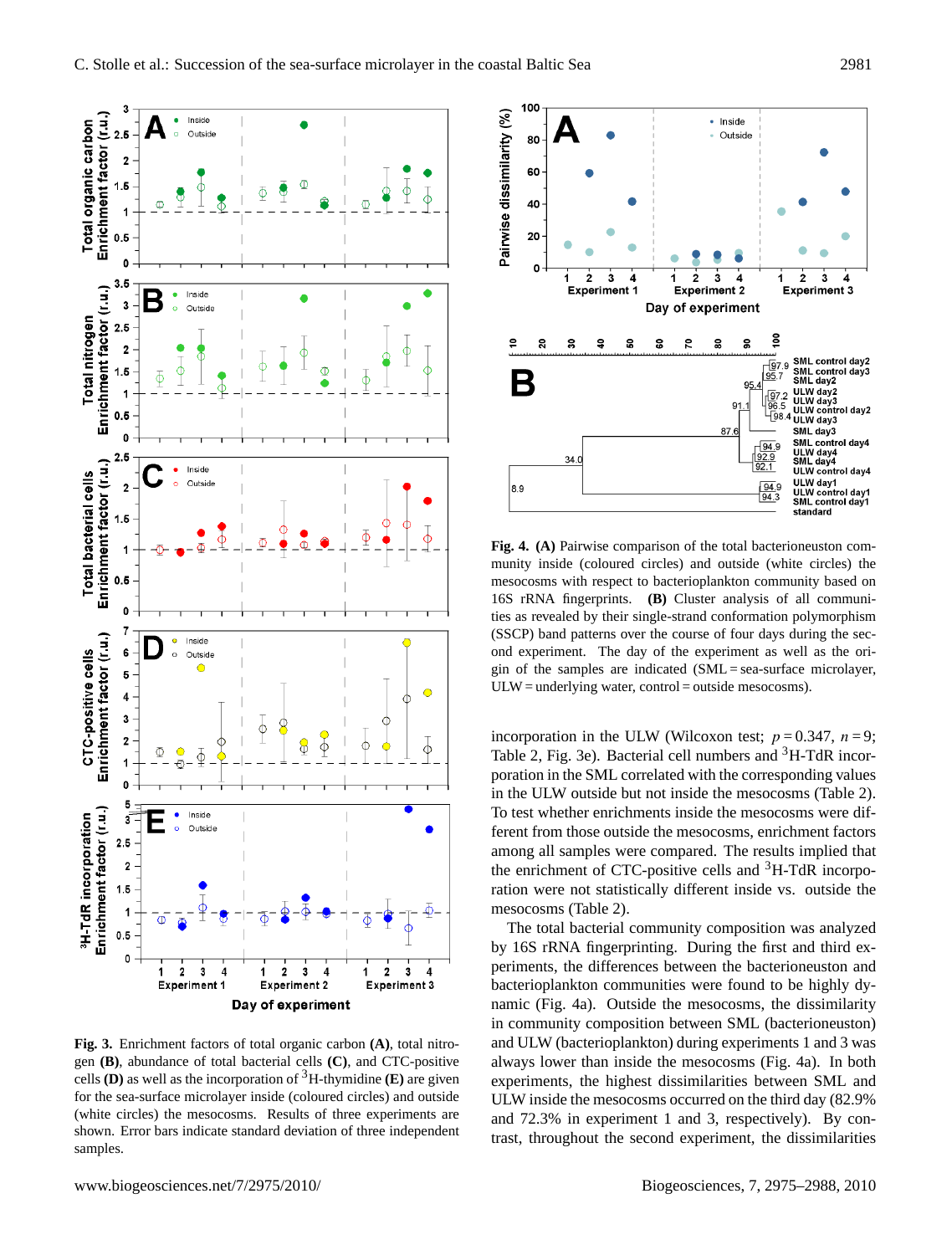**Fig. 3.** Enrichment factors of total organic carbon **(A)**, total nitrogen **(B)**, abundance of total bacterial cells **(C)**, and CTC-positive cells **(D)** as well as the incorporation of $^{3}$H-thymidine **(E)** are given for the sea-surface microlayer inside (coloured circles) and outside (white circles) the mesocosms. Results of three experiments are shown. Error bars indicate standard deviation of three independent samples.

**Fig. 4. (A)** Pairwise comparison of the total bacterioneuston community inside (coloured circles) and outside (white circles) the mesocosms with respect to bacterioplankton community based on 16S rRNA fingerprints. **(B)** Cluster analysis of all communities as revealed by their single-strand conformation polymorphism (SSCP) band patterns over the course of four days during the second experiment. The day of the experiment as well as the origin of the samples are indicated (SML = sea-surface microlayer, ULW = underlying water, control = outside mesocosms).

incorporation in the ULW (Wilcoxon test; $p = 0.347$, $n = 9$; Table 2, Fig. 3e). Bacterial cell numbers and $^{3}$H-TdR incorporation in the SML correlated with the corresponding values in the ULW outside but not inside the mesocosms (Table 2). To test whether enrichments inside the mesocosms were different from those outside the mesocosms, enrichment factors among all samples were compared. The results implied that the enrichment of CTC-positive cells and $^{3}$H-TdR incorporation were not statistically different inside vs. outside the mesocosms (Table 2).

The total bacterial community composition was analyzed by 16S rRNA fingerprinting. During the first and third experiments, the differences between the bacterioneuston and bacterioplankton communities were found to be highly dynamic (Fig. 4a). Outside the mesocosms, the dissimilarity in community composition between SML (bacterioneuston) and ULW (bacterioplankton) during experiments 1 and 3 was always lower than inside the mesocosms (Fig. 4a). In both experiments, the highest dissimilarities between SML and ULW inside the mesocosms occurred on the third day (82.9% and 72.3% in experiment 1 and 3, respectively). By contrast, throughout the second experiment, the dissimilarities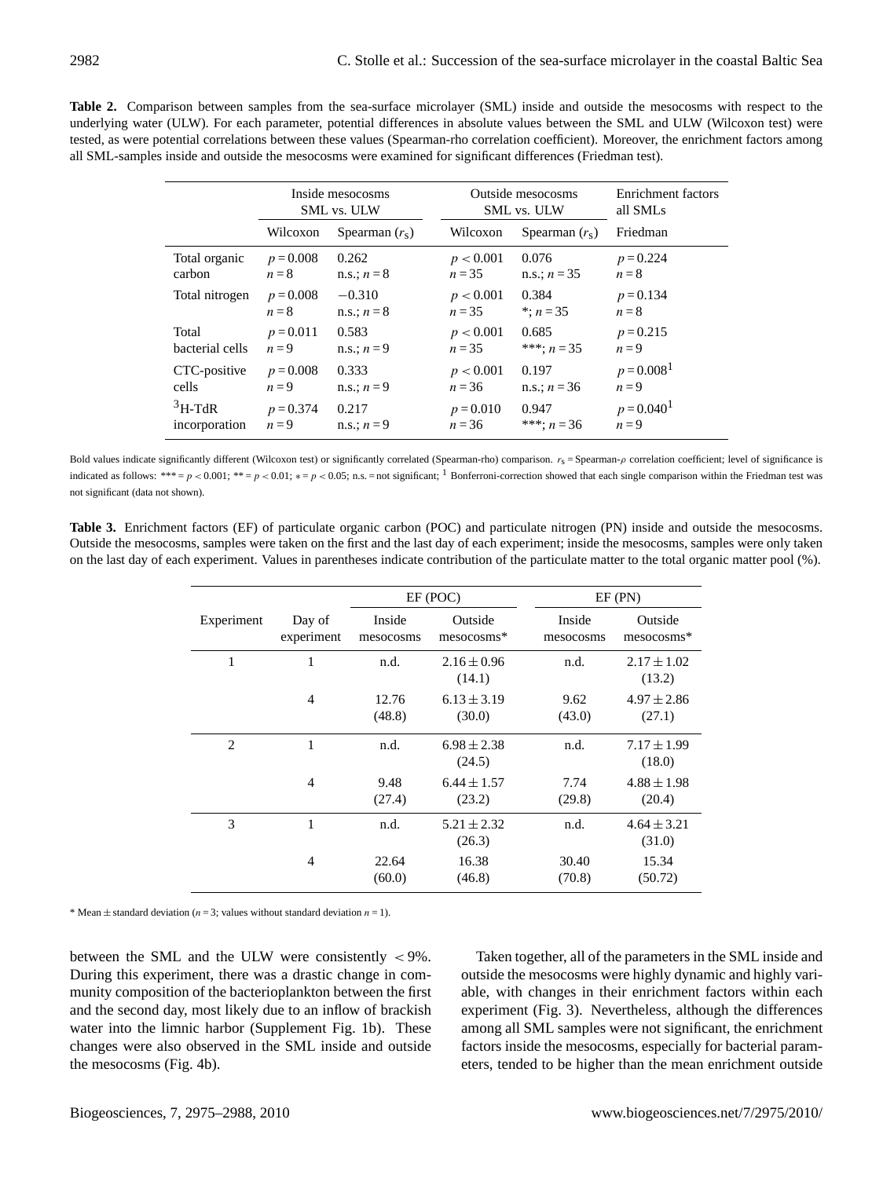**Table 2.** Comparison between samples from the sea-surface microlayer (SML) inside and outside the mesocosms with respect to the underlying water (ULW). For each parameter, potential differences in absolute values between the SML and ULW (Wilcoxon test) were tested, as were potential correlations between these values (Spearman-rho correlation coefficient). Moreover, the enrichment factors among all SML-samples inside and outside the mesocosms were examined for significant differences (Friedman test).

| | Inside mesocosms SML vs. ULW | | Outside mesocosms SML vs. ULW | | Enrichment factors all SMLs |
|---|---|---|---|---|---|
| | Wilcoxon | Spearman ($r_s$) | Wilcoxon | Spearman ($r_s$) | Friedman |
| Total organic carbon | $p = 0.008$ $n = 8$ | 0.262 n.s.; $n = 8$ | $p < 0.001$ $n = 35$ | 0.076 n.s.; $n = 35$ | $p = 0.224$ $n = 8$ |
| Total nitrogen | $p = 0.008$ $n = 8$ | −0.310 n.s.; $n = 8$ | $p < 0.001$ $n = 35$ | 0.384 *; $n = 35$ | $p = 0.134$ $n = 8$ |
| Total bacterial cells | $p = 0.011$ $n = 9$ | 0.583 n.s.; $n = 9$ | $p < 0.001$ $n = 35$ | 0.685 ***; $n = 35$ | $p = 0.215$ $n = 9$ |
| CTC-positive cells | $p = 0.008$ $n = 9$ | 0.333 n.s.; $n = 9$ | $p < 0.001$ $n = 36$ | 0.197 n.s.; $n = 36$ | $p = 0.008$[1] $n = 9$ |
| $^3$H-TdR incorporation | $p = 0.374$ $n = 9$ | 0.217 n.s.; $n = 9$ | $p = 0.010$ $n = 36$ | 0.947 ***; $n = 36$ | $p = 0.040$[1] $n = 9$ |

Bold values indicate significantly different (Wilcoxon test) or significantly correlated (Spearman-rho) comparison. $r_s$ = Spearman-$\rho$ correlation coefficient; level of significance is indicated as follows: *** = $p < 0.001$; ** = $p < 0.01$; * = $p < 0.05$; n.s. = not significant; [1] Bonferroni-correction showed that each single comparison within the Friedman test was not significant (data not shown).

**Table 3.** Enrichment factors (EF) of particulate organic carbon (POC) and particulate nitrogen (PN) inside and outside the mesocosms. Outside the mesocosms, samples were taken on the first and the last day of each experiment; inside the mesocosms, samples were only taken on the last day of each experiment. Values in parentheses indicate contribution of the particulate matter to the total organic matter pool (%).

| Experiment | Day of experiment | EF (POC) Inside mesocosms | EF (POC) Outside mesocosms* | EF (PN) Inside mesocosms | EF (PN) Outside mesocosms* |
|---|---|---|---|---|---|
| 1 | 1 | n.d. | $2.16 \pm 0.96$ (14.1) | n.d. | $2.17 \pm 1.02$ (13.2) |
| | 4 | 12.76 (48.8) | $6.13 \pm 3.19$ (30.0) | 9.62 (43.0) | $4.97 \pm 2.86$ (27.1) |
| 2 | 1 | n.d. | $6.98 \pm 2.38$ (24.5) | n.d. | $7.17 \pm 1.99$ (18.0) |
| | 4 | 9.48 (27.4) | $6.44 \pm 1.57$ (23.2) | 7.74 (29.8) | $4.88 \pm 1.98$ (20.4) |
| 3 | 1 | n.d. | $5.21 \pm 2.32$ (26.3) | n.d. | $4.64 \pm 3.21$ (31.0) |
| | 4 | 22.64 (60.0) | 16.38 (46.8) | 30.40 (70.8) | 15.34 (50.72) |

\* Mean ± standard deviation ($n = 3$; values without standard deviation $n = 1$).

between the SML and the ULW were consistently $< 9\%$. During this experiment, there was a drastic change in community composition of the bacterioplankton between the first and the second day, most likely due to an inflow of brackish water into the limnic harbor (Supplement Fig. 1b). These changes were also observed in the SML inside and outside the mesocosms (Fig. 4b).

Taken together, all of the parameters in the SML inside and outside the mesocosms were highly dynamic and highly variable, with changes in their enrichment factors within each experiment (Fig. 3). Nevertheless, although the differences among all SML samples were not significant, the enrichment factors inside the mesocosms, especially for bacterial parameters, tended to be higher than the mean enrichment outside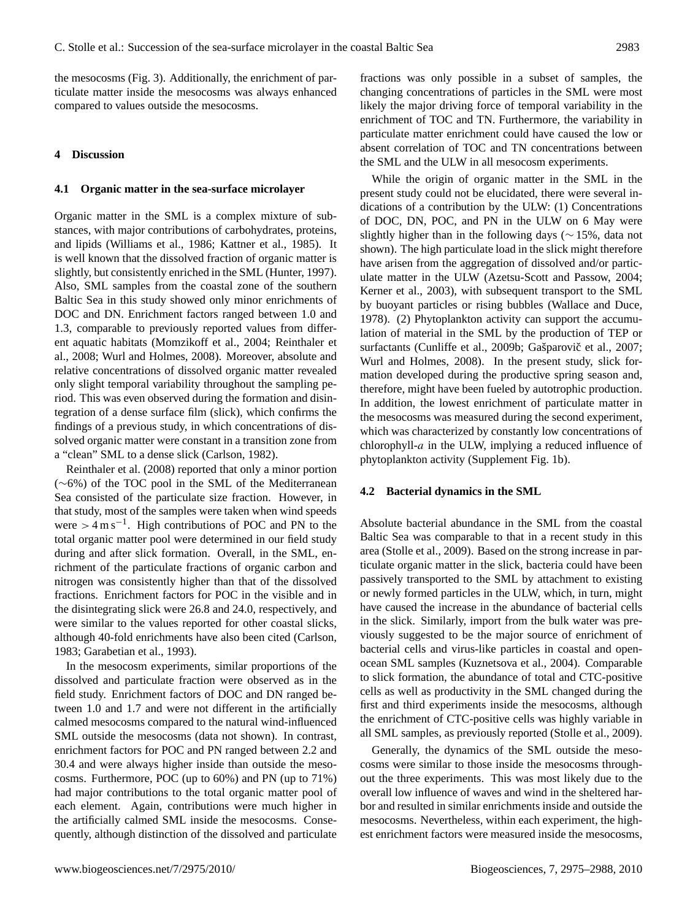the mesocosms (Fig. 3). Additionally, the enrichment of particulate matter inside the mesocosms was always enhanced compared to values outside the mesocosms.

## 4 Discussion

### 4.1 Organic matter in the sea-surface microlayer

Organic matter in the SML is a complex mixture of substances, with major contributions of carbohydrates, proteins, and lipids (Williams et al., 1986; Kattner et al., 1985). It is well known that the dissolved fraction of organic matter is slightly, but consistently enriched in the SML (Hunter, 1997). Also, SML samples from the coastal zone of the southern Baltic Sea in this study showed only minor enrichments of DOC and DN. Enrichment factors ranged between 1.0 and 1.3, comparable to previously reported values from different aquatic habitats (Momzikoff et al., 2004; Reinthaler et al., 2008; Wurl and Holmes, 2008). Moreover, absolute and relative concentrations of dissolved organic matter revealed only slight temporal variability throughout the sampling period. This was even observed during the formation and disintegration of a dense surface film (slick), which confirms the findings of a previous study, in which concentrations of dissolved organic matter were constant in a transition zone from a "clean" SML to a dense slick (Carlson, 1982).

Reinthaler et al. (2008) reported that only a minor portion (~6%) of the TOC pool in the SML of the Mediterranean Sea consisted of the particulate size fraction. However, in that study, most of the samples were taken when wind speeds were $> 4\,\mathrm{m\,s^{-1}}$. High contributions of POC and PN to the total organic matter pool were determined in our field study during and after slick formation. Overall, in the SML, enrichment of the particulate fractions of organic carbon and nitrogen was consistently higher than that of the dissolved fractions. Enrichment factors for POC in the visible and in the disintegrating slick were 26.8 and 24.0, respectively, and were similar to the values reported for other coastal slicks, although 40-fold enrichments have also been cited (Carlson, 1983; Garabetian et al., 1993).

In the mesocosm experiments, similar proportions of the dissolved and particulate fraction were observed as in the field study. Enrichment factors of DOC and DN ranged between 1.0 and 1.7 and were not different in the artificially calmed mesocosms compared to the natural wind-influenced SML outside the mesocosms (data not shown). In contrast, enrichment factors for POC and PN ranged between 2.2 and 30.4 and were always higher inside than outside the mesocosms. Furthermore, POC (up to 60%) and PN (up to 71%) had major contributions to the total organic matter pool of each element. Again, contributions were much higher in the artificially calmed SML inside the mesocosms. Consequently, although distinction of the dissolved and particulate fractions was only possible in a subset of samples, the changing concentrations of particles in the SML were most likely the major driving force of temporal variability in the enrichment of TOC and TN. Furthermore, the variability in particulate matter enrichment could have caused the low or absent correlation of TOC and TN concentrations between the SML and the ULW in all mesocosm experiments.

While the origin of organic matter in the SML in the present study could not be elucidated, there were several indications of a contribution by the ULW: (1) Concentrations of DOC, DN, POC, and PN in the ULW on 6 May were slightly higher than in the following days (~ 15%, data not shown). The high particulate load in the slick might therefore have arisen from the aggregation of dissolved and/or particulate matter in the ULW (Azetsu-Scott and Passow, 2004; Kerner et al., 2003), with subsequent transport to the SML by buoyant particles or rising bubbles (Wallace and Duce, 1978). (2) Phytoplankton activity can support the accumulation of material in the SML by the production of TEP or surfactants (Cunliffe et al., 2009b; Gašparovič et al., 2007; Wurl and Holmes, 2008). In the present study, slick formation developed during the productive spring season and, therefore, might have been fueled by autotrophic production. In addition, the lowest enrichment of particulate matter in the mesocosms was measured during the second experiment, which was characterized by constantly low concentrations of chlorophyll-*a* in the ULW, implying a reduced influence of phytoplankton activity (Supplement Fig. 1b).

### 4.2 Bacterial dynamics in the SML

Absolute bacterial abundance in the SML from the coastal Baltic Sea was comparable to that in a recent study in this area (Stolle et al., 2009). Based on the strong increase in particulate organic matter in the slick, bacteria could have been passively transported to the SML by attachment to existing or newly formed particles in the ULW, which, in turn, might have caused the increase in the abundance of bacterial cells in the slick. Similarly, import from the bulk water was previously suggested to be the major source of enrichment of bacterial cells and virus-like particles in coastal and open-ocean SML samples (Kuznetsova et al., 2004). Comparable to slick formation, the abundance of total and CTC-positive cells as well as productivity in the SML changed during the first and third experiments inside the mesocosms, although the enrichment of CTC-positive cells was highly variable in all SML samples, as previously reported (Stolle et al., 2009).

Generally, the dynamics of the SML outside the mesocosms were similar to those inside the mesocosms throughout the three experiments. This was most likely due to the overall low influence of waves and wind in the sheltered harbor and resulted in similar enrichments inside and outside the mesocosms. Nevertheless, within each experiment, the highest enrichment factors were measured inside the mesocosms,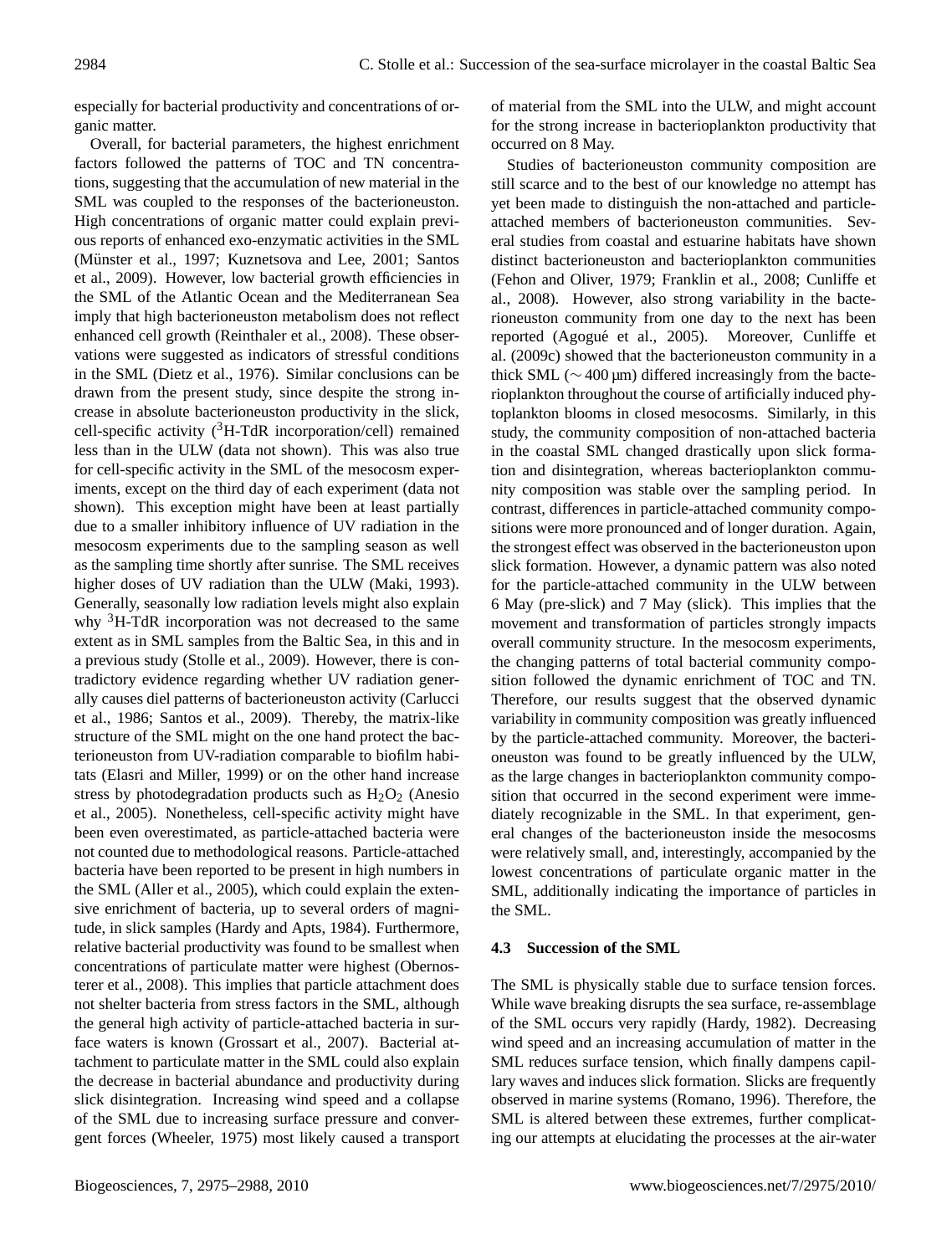especially for bacterial productivity and concentrations of organic matter.

Overall, for bacterial parameters, the highest enrichment factors followed the patterns of TOC and TN concentrations, suggesting that the accumulation of new material in the SML was coupled to the responses of the bacterioneuston. High concentrations of organic matter could explain previous reports of enhanced exo-enzymatic activities in the SML (Münster et al., 1997; Kuznetsova and Lee, 2001; Santos et al., 2009). However, low bacterial growth efficiencies in the SML of the Atlantic Ocean and the Mediterranean Sea imply that high bacterioneuston metabolism does not reflect enhanced cell growth (Reinthaler et al., 2008). These observations were suggested as indicators of stressful conditions in the SML (Dietz et al., 1976). Similar conclusions can be drawn from the present study, since despite the strong increase in absolute bacterioneuston productivity in the slick, cell-specific activity ($^{3}$H-TdR incorporation/cell) remained less than in the ULW (data not shown). This was also true for cell-specific activity in the SML of the mesocosm experiments, except on the third day of each experiment (data not shown). This exception might have been at least partially due to a smaller inhibitory influence of UV radiation in the mesocosm experiments due to the sampling season as well as the sampling time shortly after sunrise. The SML receives higher doses of UV radiation than the ULW (Maki, 1993). Generally, seasonally low radiation levels might also explain why $^{3}$H-TdR incorporation was not decreased to the same extent as in SML samples from the Baltic Sea, in this and in a previous study (Stolle et al., 2009). However, there is contradictory evidence regarding whether UV radiation generally causes diel patterns of bacterioneuston activity (Carlucci et al., 1986; Santos et al., 2009). Thereby, the matrix-like structure of the SML might on the one hand protect the bacterioneuston from UV-radiation comparable to biofilm habitats (Elasri and Miller, 1999) or on the other hand increase stress by photodegradation products such as $H_2O_2$ (Anesio et al., 2005). Nonetheless, cell-specific activity might have been even overestimated, as particle-attached bacteria were not counted due to methodological reasons. Particle-attached bacteria have been reported to be present in high numbers in the SML (Aller et al., 2005), which could explain the extensive enrichment of bacteria, up to several orders of magnitude, in slick samples (Hardy and Apts, 1984). Furthermore, relative bacterial productivity was found to be smallest when concentrations of particulate matter were highest (Obernosterer et al., 2008). This implies that particle attachment does not shelter bacteria from stress factors in the SML, although the general high activity of particle-attached bacteria in surface waters is known (Grossart et al., 2007). Bacterial attachment to particulate matter in the SML could also explain the decrease in bacterial abundance and productivity during slick disintegration. Increasing wind speed and a collapse of the SML due to increasing surface pressure and convergent forces (Wheeler, 1975) most likely caused a transport of material from the SML into the ULW, and might account for the strong increase in bacterioplankton productivity that occurred on 8 May.

Studies of bacterioneuston community composition are still scarce and to the best of our knowledge no attempt has yet been made to distinguish the non-attached and particle-attached members of bacterioneuston communities. Several studies from coastal and estuarine habitats have shown distinct bacterioneuston and bacterioplankton communities (Fehon and Oliver, 1979; Franklin et al., 2008; Cunliffe et al., 2008). However, also strong variability in the bacterioneuston community from one day to the next has been reported (Agogué et al., 2005). Moreover, Cunliffe et al. (2009c) showed that the bacterioneuston community in a thick SML (∼ 400 µm) differed increasingly from the bacterioplankton throughout the course of artificially induced phytoplankton blooms in closed mesocosms. Similarly, in this study, the community composition of non-attached bacteria in the coastal SML changed drastically upon slick formation and disintegration, whereas bacterioplankton community composition was stable over the sampling period. In contrast, differences in particle-attached community compositions were more pronounced and of longer duration. Again, the strongest effect was observed in the bacterioneuston upon slick formation. However, a dynamic pattern was also noted for the particle-attached community in the ULW between 6 May (pre-slick) and 7 May (slick). This implies that the movement and transformation of particles strongly impacts overall community structure. In the mesocosm experiments, the changing patterns of total bacterial community composition followed the dynamic enrichment of TOC and TN. Therefore, our results suggest that the observed dynamic variability in community composition was greatly influenced by the particle-attached community. Moreover, the bacterioneuston was found to be greatly influenced by the ULW, as the large changes in bacterioplankton community composition that occurred in the second experiment were immediately recognizable in the SML. In that experiment, general changes of the bacterioneuston inside the mesocosms were relatively small, and, interestingly, accompanied by the lowest concentrations of particulate organic matter in the SML, additionally indicating the importance of particles in the SML.

### 4.3 Succession of the SML

The SML is physically stable due to surface tension forces. While wave breaking disrupts the sea surface, re-assemblage of the SML occurs very rapidly (Hardy, 1982). Decreasing wind speed and an increasing accumulation of matter in the SML reduces surface tension, which finally dampens capillary waves and induces slick formation. Slicks are frequently observed in marine systems (Romano, 1996). Therefore, the SML is altered between these extremes, further complicating our attempts at elucidating the processes at the air-water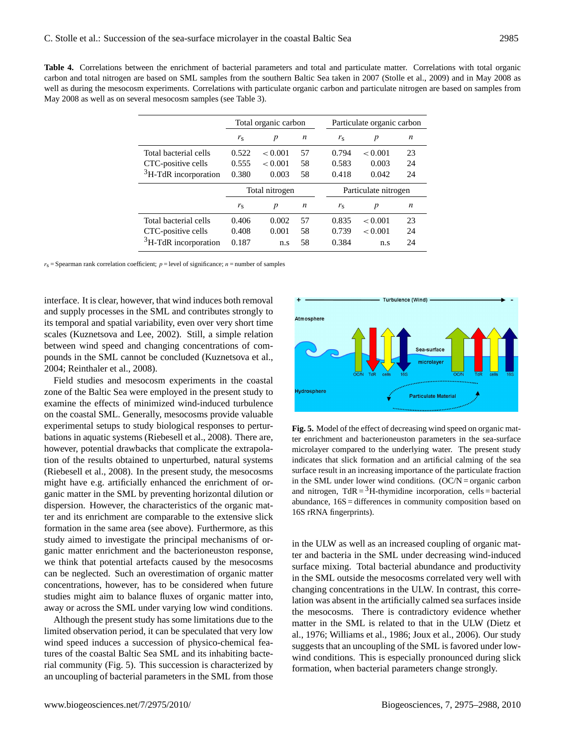**Table 4.** Correlations between the enrichment of bacterial parameters and total and particulate matter. Correlations with total organic carbon and total nitrogen are based on SML samples from the southern Baltic Sea taken in 2007 (Stolle et al., 2009) and in May 2008 as well as during the mesocosm experiments. Correlations with particulate organic carbon and particulate nitrogen are based on samples from May 2008 as well as on several mesocosm samples (see Table 3).

| | Total organic carbon | | | Particulate organic carbon | | |
|---|---|---|---|---|---|---|
| | $r_s$ | $p$ | $n$ | $r_s$ | $p$ | $n$ |
| Total bacterial cells | 0.522 | < 0.001 | 57 | 0.794 | < 0.001 | 23 |
| CTC-positive cells | 0.555 | < 0.001 | 58 | 0.583 | 0.003 | 24 |
| $^3$H-TdR incorporation | 0.380 | 0.003 | 58 | 0.418 | 0.042 | 24 |
| | **Total nitrogen** | | | **Particulate nitrogen** | | |
| | $r_s$ | $p$ | $n$ | $r_s$ | $p$ | $n$ |
| Total bacterial cells | 0.406 | 0.002 | 57 | 0.835 | < 0.001 | 23 |
| CTC-positive cells | 0.408 | 0.001 | 58 | 0.739 | < 0.001 | 24 |
| $^3$H-TdR incorporation | 0.187 | n.s | 58 | 0.384 | n.s | 24 |

$r_s$ = Spearman rank correlation coefficient; $p$ = level of significance; $n$ = number of samples

interface. It is clear, however, that wind induces both removal and supply processes in the SML and contributes strongly to its temporal and spatial variability, even over very short time scales (Kuznetsova and Lee, 2002). Still, a simple relation between wind speed and changing concentrations of compounds in the SML cannot be concluded (Kuznetsova et al., 2004; Reinthaler et al., 2008).

Field studies and mesocosm experiments in the coastal zone of the Baltic Sea were employed in the present study to examine the effects of minimized wind-induced turbulence on the coastal SML. Generally, mesocosms provide valuable experimental setups to study biological responses to perturbations in aquatic systems (Riebesell et al., 2008). There are, however, potential drawbacks that complicate the extrapolation of the results obtained to unperturbed, natural systems (Riebesell et al., 2008). In the present study, the mesocosms might have e.g. artificially enhanced the enrichment of organic matter in the SML by preventing horizontal dilution or dispersion. However, the characteristics of the organic matter and its enrichment are comparable to the extensive slick formation in the same area (see above). Furthermore, as this study aimed to investigate the principal mechanisms of organic matter enrichment and the bacterioneuston response, we think that potential artefacts caused by the mesocosms can be neglected. Such an overestimation of organic matter concentrations, however, has to be considered when future studies might aim to balance fluxes of organic matter into, away or across the SML under varying low wind conditions.

Although the present study has some limitations due to the limited observation period, it can be speculated that very low wind speed induces a succession of physico-chemical features of the coastal Baltic Sea SML and its inhabiting bacterial community (Fig. 5). This succession is characterized by an uncoupling of bacterial parameters in the SML from those in the ULW as well as an increased coupling of organic matter and bacteria in the SML under decreasing wind-induced surface mixing. Total bacterial abundance and productivity in the SML outside the mesocosms correlated very well with changing concentrations in the ULW. In contrast, this correlation was absent in the artificially calmed sea surfaces inside the mesocosms. There is contradictory evidence whether matter in the SML is related to that in the ULW (Dietz et al., 1976; Williams et al., 1986; Joux et al., 2006). Our study suggests that an uncoupling of the SML is favored under low-wind conditions. This is especially pronounced during slick formation, when bacterial parameters change strongly.

**Fig. 5.** Model of the effect of decreasing wind speed on organic matter enrichment and bacterioneuston parameters in the sea-surface microlayer compared to the underlying water. The present study indicates that slick formation and an artificial calming of the sea surface result in an increasing importance of the particulate fraction in the SML under lower wind conditions. (OC/N = organic carbon and nitrogen, TdR = $^3$H-thymidine incorporation, cells = bacterial abundance, 16S = differences in community composition based on 16S rRNA fingerprints).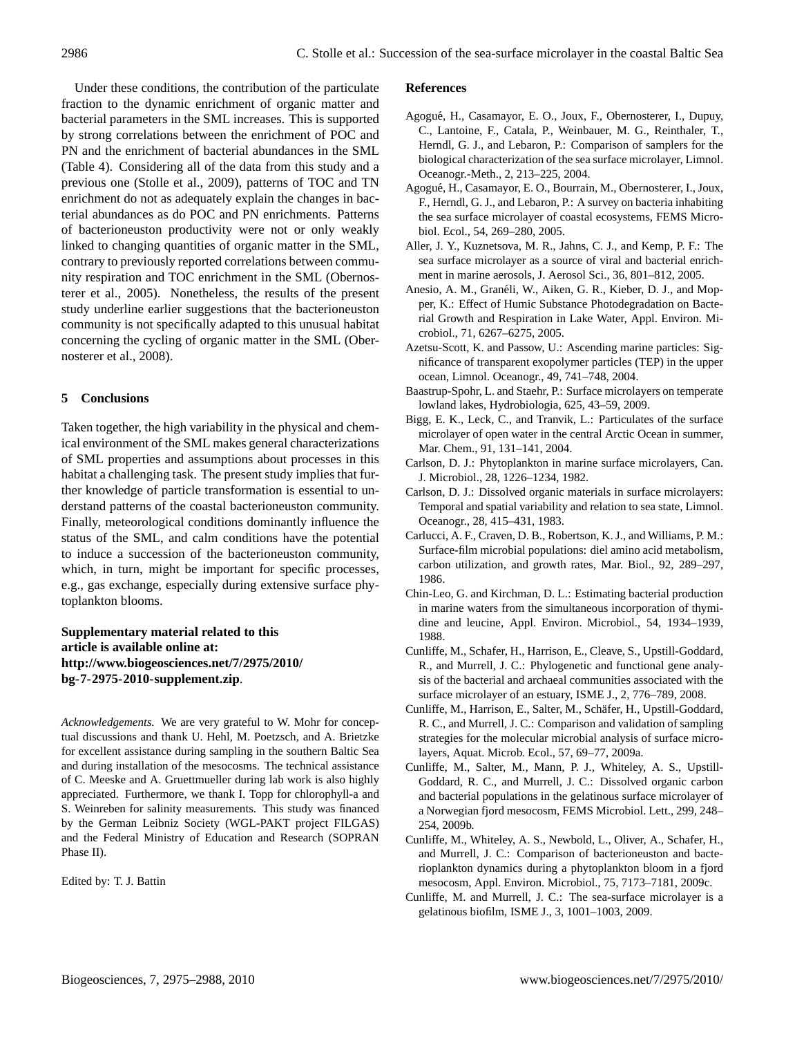Under these conditions, the contribution of the particulate fraction to the dynamic enrichment of organic matter and bacterial parameters in the SML increases. This is supported by strong correlations between the enrichment of POC and PN and the enrichment of bacterial abundances in the SML (Table 4). Considering all of the data from this study and a previous one (Stolle et al., 2009), patterns of TOC and TN enrichment do not as adequately explain the changes in bacterial abundances as do POC and PN enrichments. Patterns of bacterioneuston productivity were not or only weakly linked to changing quantities of organic matter in the SML, contrary to previously reported correlations between community respiration and TOC enrichment in the SML (Obernosterer et al., 2005). Nonetheless, the results of the present study underline earlier suggestions that the bacterioneuston community is not specifically adapted to this unusual habitat concerning the cycling of organic matter in the SML (Obernosterer et al., 2008).

## 5 Conclusions

Taken together, the high variability in the physical and chemical environment of the SML makes general characterizations of SML properties and assumptions about processes in this habitat a challenging task. The present study implies that further knowledge of particle transformation is essential to understand patterns of the coastal bacterioneuston community. Finally, meteorological conditions dominantly influence the status of the SML, and calm conditions have the potential to induce a succession of the bacterioneuston community, which, in turn, might be important for specific processes, e.g., gas exchange, especially during extensive surface phytoplankton blooms.

**Supplementary material related to this article is available online at: http://www.biogeosciences.net/7/2975/2010/bg-7-2975-2010-supplement.zip**.

*Acknowledgements.* We are very grateful to W. Mohr for conceptual discussions and thank U. Hehl, M. Poetzsch, and A. Brietzke for excellent assistance during sampling in the southern Baltic Sea and during installation of the mesocosms. The technical assistance of C. Meeske and A. Gruettmueller during lab work is also highly appreciated. Furthermore, we thank I. Topp for chlorophyll-a and S. Weinreben for salinity measurements. This study was financed by the German Leibniz Society (WGL-PAKT project FILGAS) and the Federal Ministry of Education and Research (SOPRAN Phase II).

Edited by: T. J. Battin

## References

Agogué, H., Casamayor, E. O., Joux, F., Obernosterer, I., Dupuy, C., Lantoine, F., Catala, P., Weinbauer, M. G., Reinthaler, T., Herndl, G. J., and Lebaron, P.: Comparison of samplers for the biological characterization of the sea surface microlayer, Limnol. Oceanogr.-Meth., 2, 213–225, 2004.

Agogué, H., Casamayor, E. O., Bourrain, M., Obernosterer, I., Joux, F., Herndl, G. J., and Lebaron, P.: A survey on bacteria inhabiting the sea surface microlayer of coastal ecosystems, FEMS Microbiol. Ecol., 54, 269–280, 2005.

Aller, J. Y., Kuznetsova, M. R., Jahns, C. J., and Kemp, P. F.: The sea surface microlayer as a source of viral and bacterial enrichment in marine aerosols, J. Aerosol Sci., 36, 801–812, 2005.

Anesio, A. M., Granéli, W., Aiken, G. R., Kieber, D. J., and Mopper, K.: Effect of Humic Substance Photodegradation on Bacterial Growth and Respiration in Lake Water, Appl. Environ. Microbiol., 71, 6267–6275, 2005.

Azetsu-Scott, K. and Passow, U.: Ascending marine particles: Significance of transparent exopolymer particles (TEP) in the upper ocean, Limnol. Oceanogr., 49, 741–748, 2004.

Baastrup-Spohr, L. and Staehr, P.: Surface microlayers on temperate lowland lakes, Hydrobiologia, 625, 43–59, 2009.

Bigg, E. K., Leck, C., and Tranvik, L.: Particulates of the surface microlayer of open water in the central Arctic Ocean in summer, Mar. Chem., 91, 131–141, 2004.

Carlson, D. J.: Phytoplankton in marine surface microlayers, Can. J. Microbiol., 28, 1226–1234, 1982.

Carlson, D. J.: Dissolved organic materials in surface microlayers: Temporal and spatial variability and relation to sea state, Limnol. Oceanogr., 28, 415–431, 1983.

Carlucci, A. F., Craven, D. B., Robertson, K. J., and Williams, P. M.: Surface-film microbial populations: diel amino acid metabolism, carbon utilization, and growth rates, Mar. Biol., 92, 289–297, 1986.

Chin-Leo, G. and Kirchman, D. L.: Estimating bacterial production in marine waters from the simultaneous incorporation of thymidine and leucine, Appl. Environ. Microbiol., 54, 1934–1939, 1988.

Cunliffe, M., Schafer, H., Harrison, E., Cleave, S., Upstill-Goddard, R., and Murrell, J. C.: Phylogenetic and functional gene analysis of the bacterial and archaeal communities associated with the surface microlayer of an estuary, ISME J., 2, 776–789, 2008.

Cunliffe, M., Harrison, E., Salter, M., Schäfer, H., Upstill-Goddard, R. C., and Murrell, J. C.: Comparison and validation of sampling strategies for the molecular microbial analysis of surface microlayers, Aquat. Microb. Ecol., 57, 69–77, 2009a.

Cunliffe, M., Salter, M., Mann, P. J., Whiteley, A. S., Upstill-Goddard, R. C., and Murrell, J. C.: Dissolved organic carbon and bacterial populations in the gelatinous surface microlayer of a Norwegian fjord mesocosm, FEMS Microbiol. Lett., 299, 248–254, 2009b.

Cunliffe, M., Whiteley, A. S., Newbold, L., Oliver, A., Schafer, H., and Murrell, J. C.: Comparison of bacterioneuston and bacterioplankton dynamics during a phytoplankton bloom in a fjord mesocosm, Appl. Environ. Microbiol., 75, 7173–7181, 2009c.

Cunliffe, M. and Murrell, J. C.: The sea-surface microlayer is a gelatinous biofilm, ISME J., 3, 1001–1003, 2009.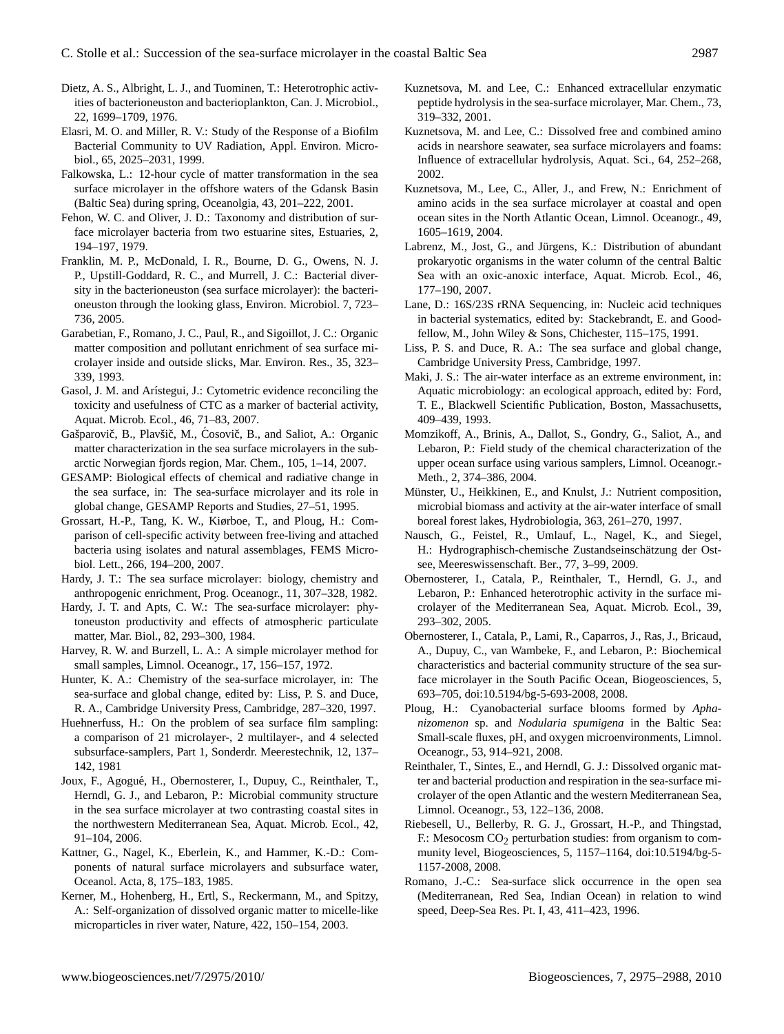Dietz, A. S., Albright, L. J., and Tuominen, T.: Heterotrophic activities of bacterioneuston and bacterioplankton, Can. J. Microbiol., 22, 1699–1709, 1976.

Elasri, M. O. and Miller, R. V.: Study of the Response of a Biofilm Bacterial Community to UV Radiation, Appl. Environ. Microbiol., 65, 2025–2031, 1999.

Falkowska, L.: 12-hour cycle of matter transformation in the sea surface microlayer in the offshore waters of the Gdansk Basin (Baltic Sea) during spring, Oceanolgia, 43, 201–222, 2001.

Fehon, W. C. and Oliver, J. D.: Taxonomy and distribution of surface microlayer bacteria from two estuarine sites, Estuaries, 2, 194–197, 1979.

Franklin, M. P., McDonald, I. R., Bourne, D. G., Owens, N. J. P., Upstill-Goddard, R. C., and Murrell, J. C.: Bacterial diversity in the bacterioneuston (sea surface microlayer): the bacterioneuston through the looking glass, Environ. Microbiol. 7, 723–736, 2005.

Garabetian, F., Romano, J. C., Paul, R., and Sigoillot, J. C.: Organic matter composition and pollutant enrichment of sea surface microlayer inside and outside slicks, Mar. Environ. Res., 35, 323–339, 1993.

Gasol, J. M. and Arístegui, J.: Cytometric evidence reconciling the toxicity and usefulness of CTC as a marker of bacterial activity, Aquat. Microb. Ecol., 46, 71–83, 2007.

Gašparovič, B., Plavšič, M., Ćosovič, B., and Saliot, A.: Organic matter characterization in the sea surface microlayers in the subarctic Norwegian fjords region, Mar. Chem., 105, 1–14, 2007.

GESAMP: Biological effects of chemical and radiative change in the sea surface, in: The sea-surface microlayer and its role in global change, GESAMP Reports and Studies, 27–51, 1995.

Grossart, H.-P., Tang, K. W., Kiørboe, T., and Ploug, H.: Comparison of cell-specific activity between free-living and attached bacteria using isolates and natural assemblages, FEMS Microbiol. Lett., 266, 194–200, 2007.

Hardy, J. T.: The sea surface microlayer: biology, chemistry and anthropogenic enrichment, Prog. Oceanogr., 11, 307–328, 1982.

Hardy, J. T. and Apts, C. W.: The sea-surface microlayer: phytoneuston productivity and effects of atmospheric particulate matter, Mar. Biol., 82, 293–300, 1984.

Harvey, R. W. and Burzell, L. A.: A simple microlayer method for small samples, Limnol. Oceanogr., 17, 156–157, 1972.

Hunter, K. A.: Chemistry of the sea-surface microlayer, in: The sea-surface and global change, edited by: Liss, P. S. and Duce, R. A., Cambridge University Press, Cambridge, 287–320, 1997.

Huehnerfuss, H.: On the problem of sea surface film sampling: a comparison of 21 microlayer-, 2 multilayer-, and 4 selected subsurface-samplers, Part 1, Sonderdr. Meerestechnik, 12, 137–142, 1981

Joux, F., Agogué, H., Obernosterer, I., Dupuy, C., Reinthaler, T., Herndl, G. J., and Lebaron, P.: Microbial community structure in the sea surface microlayer at two contrasting coastal sites in the northwestern Mediterranean Sea, Aquat. Microb. Ecol., 42, 91–104, 2006.

Kattner, G., Nagel, K., Eberlein, K., and Hammer, K.-D.: Components of natural surface microlayers and subsurface water, Oceanol. Acta, 8, 175–183, 1985.

Kerner, M., Hohenberg, H., Ertl, S., Reckermann, M., and Spitzy, A.: Self-organization of dissolved organic matter to micelle-like microparticles in river water, Nature, 422, 150–154, 2003.

Kuznetsova, M. and Lee, C.: Enhanced extracellular enzymatic peptide hydrolysis in the sea-surface microlayer, Mar. Chem., 73, 319–332, 2001.

Kuznetsova, M. and Lee, C.: Dissolved free and combined amino acids in nearshore seawater, sea surface microlayers and foams: Influence of extracellular hydrolysis, Aquat. Sci., 64, 252–268, 2002.

Kuznetsova, M., Lee, C., Aller, J., and Frew, N.: Enrichment of amino acids in the sea surface microlayer at coastal and open ocean sites in the North Atlantic Ocean, Limnol. Oceanogr., 49, 1605–1619, 2004.

Labrenz, M., Jost, G., and Jürgens, K.: Distribution of abundant prokaryotic organisms in the water column of the central Baltic Sea with an oxic-anoxic interface, Aquat. Microb. Ecol., 46, 177–190, 2007.

Lane, D.: 16S/23S rRNA Sequencing, in: Nucleic acid techniques in bacterial systematics, edited by: Stackebrandt, E. and Goodfellow, M., John Wiley & Sons, Chichester, 115–175, 1991.

Liss, P. S. and Duce, R. A.: The sea surface and global change, Cambridge University Press, Cambridge, 1997.

Maki, J. S.: The air-water interface as an extreme environment, in: Aquatic microbiology: an ecological approach, edited by: Ford, T. E., Blackwell Scientific Publication, Boston, Massachusetts, 409–439, 1993.

Momzikoff, A., Brinis, A., Dallot, S., Gondry, G., Saliot, A., and Lebaron, P.: Field study of the chemical characterization of the upper ocean surface using various samplers, Limnol. Oceanogr.-Meth., 2, 374–386, 2004.

Münster, U., Heikkinen, E., and Knulst, J.: Nutrient composition, microbial biomass and activity at the air-water interface of small boreal forest lakes, Hydrobiologia, 363, 261–270, 1997.

Nausch, G., Feistel, R., Umlauf, L., Nagel, K., and Siegel, H.: Hydrographisch-chemische Zustandseinschätzung der Ostsee, Meereswissenschaft. Ber., 77, 3–99, 2009.

Obernosterer, I., Catala, P., Reinthaler, T., Herndl, G. J., and Lebaron, P.: Enhanced heterotrophic activity in the surface microlayer of the Mediterranean Sea, Aquat. Microb. Ecol., 39, 293–302, 2005.

Obernosterer, I., Catala, P., Lami, R., Caparros, J., Ras, J., Bricaud, A., Dupuy, C., van Wambeke, F., and Lebaron, P.: Biochemical characteristics and bacterial community structure of the sea surface microlayer in the South Pacific Ocean, Biogeosciences, 5, 693–705, doi:10.5194/bg-5-693-2008, 2008.

Ploug, H.: Cyanobacterial surface blooms formed by *Aphanizomenon* sp. and *Nodularia spumigena* in the Baltic Sea: Small-scale fluxes, pH, and oxygen microenvironments, Limnol. Oceanogr., 53, 914–921, 2008.

Reinthaler, T., Sintes, E., and Herndl, G. J.: Dissolved organic matter and bacterial production and respiration in the sea-surface microlayer of the open Atlantic and the western Mediterranean Sea, Limnol. Oceanogr., 53, 122–136, 2008.

Riebesell, U., Bellerby, R. G. J., Grossart, H.-P., and Thingstad, F.: Mesocosm $CO_2$ perturbation studies: from organism to community level, Biogeosciences, 5, 1157–1164, doi:10.5194/bg-5-1157-2008, 2008.

Romano, J.-C.: Sea-surface slick occurrence in the open sea (Mediterranean, Red Sea, Indian Ocean) in relation to wind speed, Deep-Sea Res. Pt. I, 43, 411–423, 1996.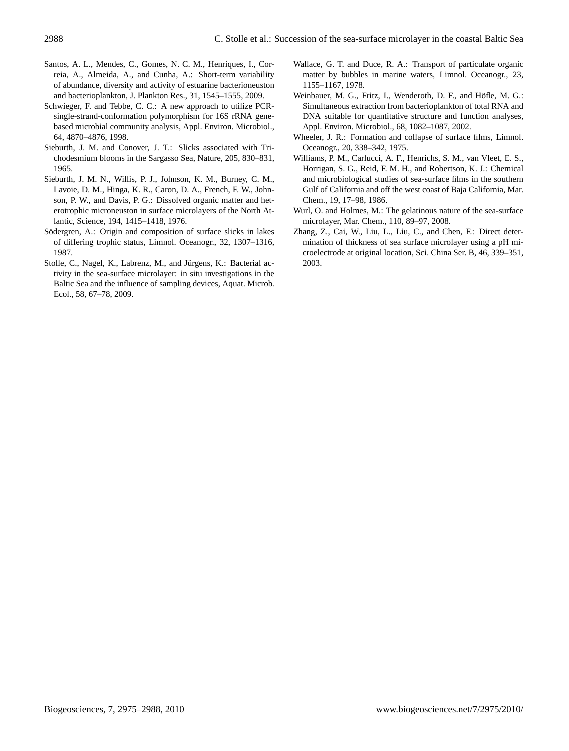Santos, A. L., Mendes, C., Gomes, N. C. M., Henriques, I., Correia, A., Almeida, A., and Cunha, A.: Short-term variability of abundance, diversity and activity of estuarine bacterioneuston and bacterioplankton, J. Plankton Res., 31, 1545–1555, 2009.

Schwieger, F. and Tebbe, C. C.: A new approach to utilize PCR-single-strand-conformation polymorphism for 16S rRNA gene-based microbial community analysis, Appl. Environ. Microbiol., 64, 4870–4876, 1998.

Sieburth, J. M. and Conover, J. T.: Slicks associated with Trichodesmium blooms in the Sargasso Sea, Nature, 205, 830–831, 1965.

Sieburth, J. M. N., Willis, P. J., Johnson, K. M., Burney, C. M., Lavoie, D. M., Hinga, K. R., Caron, D. A., French, F. W., Johnson, P. W., and Davis, P. G.: Dissolved organic matter and heterotrophic microneuston in surface microlayers of the North Atlantic, Science, 194, 1415–1418, 1976.

Södergren, A.: Origin and composition of surface slicks in lakes of differing trophic status, Limnol. Oceanogr., 32, 1307–1316, 1987.

Stolle, C., Nagel, K., Labrenz, M., and Jürgens, K.: Bacterial activity in the sea-surface microlayer: in situ investigations in the Baltic Sea and the influence of sampling devices, Aquat. Microb. Ecol., 58, 67–78, 2009.

Wallace, G. T. and Duce, R. A.: Transport of particulate organic matter by bubbles in marine waters, Limnol. Oceanogr., 23, 1155–1167, 1978.

Weinbauer, M. G., Fritz, I., Wenderoth, D. F., and Höfle, M. G.: Simultaneous extraction from bacterioplankton of total RNA and DNA suitable for quantitative structure and function analyses, Appl. Environ. Microbiol., 68, 1082–1087, 2002.

Wheeler, J. R.: Formation and collapse of surface films, Limnol. Oceanogr., 20, 338–342, 1975.

Williams, P. M., Carlucci, A. F., Henrichs, S. M., van Vleet, E. S., Horrigan, S. G., Reid, F. M. H., and Robertson, K. J.: Chemical and microbiological studies of sea-surface films in the southern Gulf of California and off the west coast of Baja California, Mar. Chem., 19, 17–98, 1986.

Wurl, O. and Holmes, M.: The gelatinous nature of the sea-surface microlayer, Mar. Chem., 110, 89–97, 2008.

Zhang, Z., Cai, W., Liu, L., Liu, C., and Chen, F.: Direct determination of thickness of sea surface microlayer using a pH microelectrode at original location, Sci. China Ser. B, 46, 339–351, 2003.